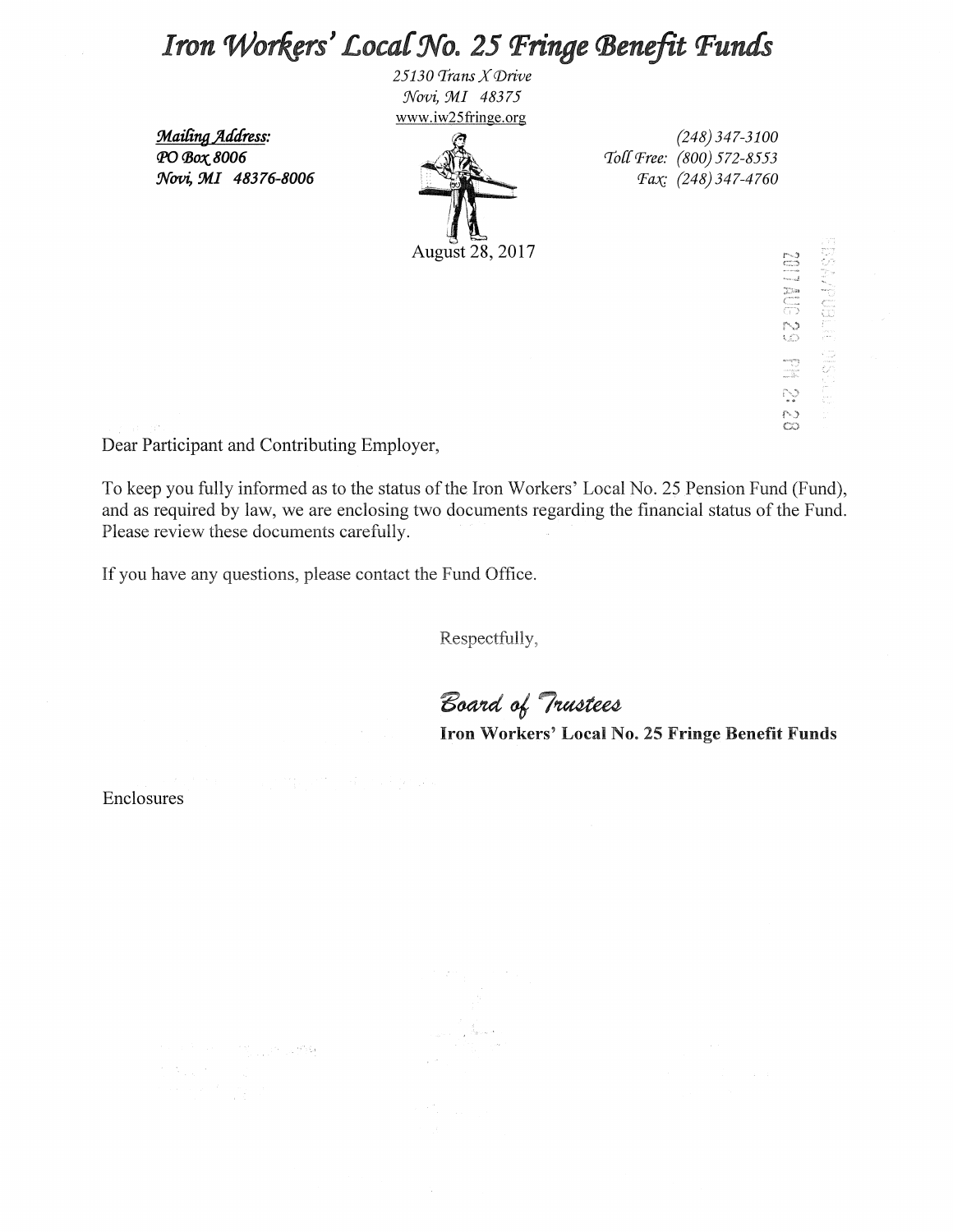# *Iron Workers' Local No. 25 Fringe Benefit Funds*

*25130 Trans X Drive*
*Novi, MI 48375*
www.iw25fringe.org

***Mailing Address:***
***PO Box 8006***
***Novi, MI 48376-8006***

*(248) 347-3100*
*Toll Free: (800) 572-8553*
*Fax: (248) 347-4760*

August 28, 2017

2017 AUG 29 PM 2:28

Dear Participant and Contributing Employer,

To keep you fully informed as to the status of the Iron Workers' Local No. 25 Pension Fund (Fund), and as required by law, we are enclosing two documents regarding the financial status of the Fund. Please review these documents carefully.

If you have any questions, please contact the Fund Office.

Respectfully,

*Board of Trustees*
**Iron Workers' Local No. 25 Fringe Benefit Funds**

Enclosures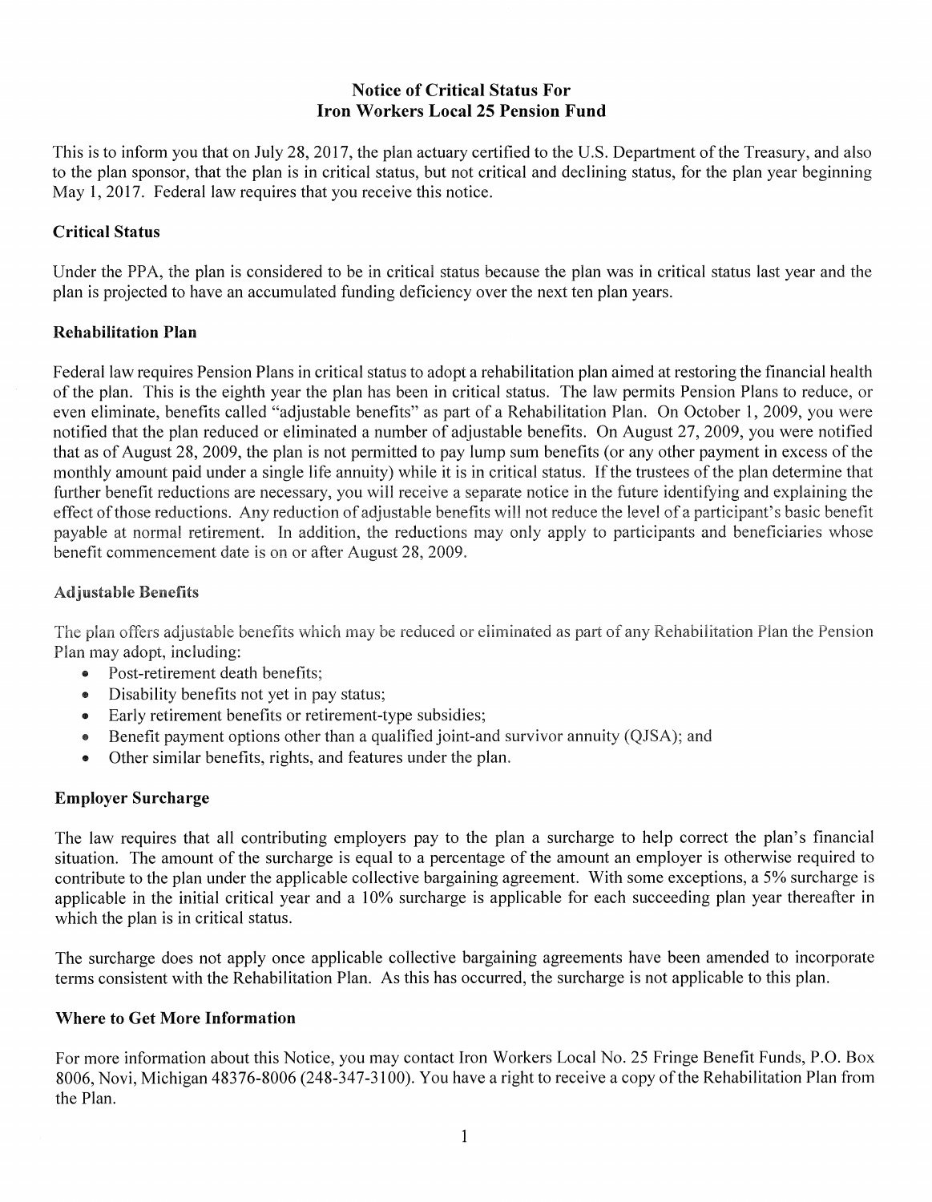# Notice of Critical Status For Iron Workers Local 25 Pension Fund

This is to inform you that on July 28, 2017, the plan actuary certified to the U.S. Department of the Treasury, and also to the plan sponsor, that the plan is in critical status, but not critical and declining status, for the plan year beginning May 1, 2017. Federal law requires that you receive this notice.

## Critical Status

Under the PPA, the plan is considered to be in critical status because the plan was in critical status last year and the plan is projected to have an accumulated funding deficiency over the next ten plan years.

## Rehabilitation Plan

Federal law requires Pension Plans in critical status to adopt a rehabilitation plan aimed at restoring the financial health of the plan. This is the eighth year the plan has been in critical status. The law permits Pension Plans to reduce, or even eliminate, benefits called "adjustable benefits" as part of a Rehabilitation Plan. On October 1, 2009, you were notified that the plan reduced or eliminated a number of adjustable benefits. On August 27, 2009, you were notified that as of August 28, 2009, the plan is not permitted to pay lump sum benefits (or any other payment in excess of the monthly amount paid under a single life annuity) while it is in critical status. If the trustees of the plan determine that further benefit reductions are necessary, you will receive a separate notice in the future identifying and explaining the effect of those reductions. Any reduction of adjustable benefits will not reduce the level of a participant's basic benefit payable at normal retirement. In addition, the reductions may only apply to participants and beneficiaries whose benefit commencement date is on or after August 28, 2009.

## Adjustable Benefits

The plan offers adjustable benefits which may be reduced or eliminated as part of any Rehabilitation Plan the Pension Plan may adopt, including:

- Post-retirement death benefits;
- Disability benefits not yet in pay status;
- Early retirement benefits or retirement-type subsidies;
- Benefit payment options other than a qualified joint-and survivor annuity (QJSA); and
- Other similar benefits, rights, and features under the plan.

## Employer Surcharge

The law requires that all contributing employers pay to the plan a surcharge to help correct the plan's financial situation. The amount of the surcharge is equal to a percentage of the amount an employer is otherwise required to contribute to the plan under the applicable collective bargaining agreement. With some exceptions, a 5% surcharge is applicable in the initial critical year and a 10% surcharge is applicable for each succeeding plan year thereafter in which the plan is in critical status.

The surcharge does not apply once applicable collective bargaining agreements have been amended to incorporate terms consistent with the Rehabilitation Plan. As this has occurred, the surcharge is not applicable to this plan.

## Where to Get More Information

For more information about this Notice, you may contact Iron Workers Local No. 25 Fringe Benefit Funds, P.O. Box 8006, Novi, Michigan 48376-8006 (248-347-3100). You have a right to receive a copy of the Rehabilitation Plan from the Plan.